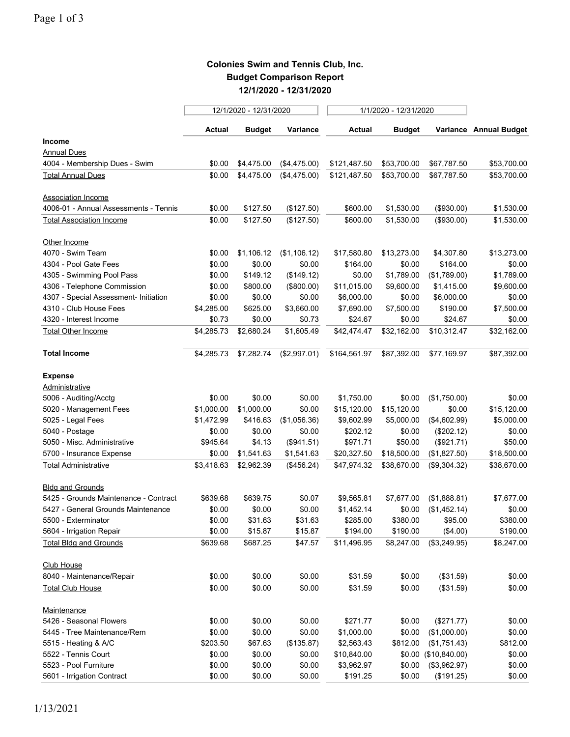**Colonies Swim and Tennis Club, Inc.**
**Budget Comparison Report**
**12/1/2020 - 12/31/2020**

| | 12/1/2020 - 12/31/2020 | | | 1/1/2020 - 12/31/2020 | | | |
|---|---|---|---|---|---|---|---|
| | **Actual** | **Budget** | **Variance** | **Actual** | **Budget** | **Variance** | **Annual Budget** |
| **Income** | | | | | | | |
| Annual Dues | | | | | | | |
| 4004 - Membership Dues - Swim | $0.00 | $4,475.00 | ($4,475.00) | $121,487.50 | $53,700.00 | $67,787.50 | $53,700.00 |
| Total Annual Dues | $0.00 | $4,475.00 | ($4,475.00) | $121,487.50 | $53,700.00 | $67,787.50 | $53,700.00 |
| Association Income | | | | | | | |
| 4006-01 - Annual Assessments - Tennis | $0.00 | $127.50 | ($127.50) | $600.00 | $1,530.00 | ($930.00) | $1,530.00 |
| Total Association Income | $0.00 | $127.50 | ($127.50) | $600.00 | $1,530.00 | ($930.00) | $1,530.00 |
| Other Income | | | | | | | |
| 4070 - Swim Team | $0.00 | $1,106.12 | ($1,106.12) | $17,580.80 | $13,273.00 | $4,307.80 | $13,273.00 |
| 4304 - Pool Gate Fees | $0.00 | $0.00 | $0.00 | $164.00 | $0.00 | $164.00 | $0.00 |
| 4305 - Swimming Pool Pass | $0.00 | $149.12 | ($149.12) | $0.00 | $1,789.00 | ($1,789.00) | $1,789.00 |
| 4306 - Telephone Commission | $0.00 | $800.00 | ($800.00) | $11,015.00 | $9,600.00 | $1,415.00 | $9,600.00 |
| 4307 - Special Assessment- Initiation | $0.00 | $0.00 | $0.00 | $6,000.00 | $0.00 | $6,000.00 | $0.00 |
| 4310 - Club House Fees | $4,285.00 | $625.00 | $3,660.00 | $7,690.00 | $7,500.00 | $190.00 | $7,500.00 |
| 4320 - Interest Income | $0.73 | $0.00 | $0.73 | $24.67 | $0.00 | $24.67 | $0.00 |
| Total Other Income | $4,285.73 | $2,680.24 | $1,605.49 | $42,474.47 | $32,162.00 | $10,312.47 | $32,162.00 |
| **Total Income** | $4,285.73 | $7,282.74 | ($2,997.01) | $164,561.97 | $87,392.00 | $77,169.97 | $87,392.00 |
| **Expense** | | | | | | | |
| Administrative | | | | | | | |
| 5006 - Auditing/Acctg | $0.00 | $0.00 | $0.00 | $1,750.00 | $0.00 | ($1,750.00) | $0.00 |
| 5020 - Management Fees | $1,000.00 | $1,000.00 | $0.00 | $15,120.00 | $15,120.00 | $0.00 | $15,120.00 |
| 5025 - Legal Fees | $1,472.99 | $416.63 | ($1,056.36) | $9,602.99 | $5,000.00 | ($4,602.99) | $5,000.00 |
| 5040 - Postage | $0.00 | $0.00 | $0.00 | $202.12 | $0.00 | ($202.12) | $0.00 |
| 5050 - Misc. Administrative | $945.64 | $4.13 | ($941.51) | $971.71 | $50.00 | ($921.71) | $50.00 |
| 5700 - Insurance Expense | $0.00 | $1,541.63 | $1,541.63 | $20,327.50 | $18,500.00 | ($1,827.50) | $18,500.00 |
| Total Administrative | $3,418.63 | $2,962.39 | ($456.24) | $47,974.32 | $38,670.00 | ($9,304.32) | $38,670.00 |
| Bldg and Grounds | | | | | | | |
| 5425 - Grounds Maintenance - Contract | $639.68 | $639.75 | $0.07 | $9,565.81 | $7,677.00 | ($1,888.81) | $7,677.00 |
| 5427 - General Grounds Maintenance | $0.00 | $0.00 | $0.00 | $1,452.14 | $0.00 | ($1,452.14) | $0.00 |
| 5500 - Exterminator | $0.00 | $31.63 | $31.63 | $285.00 | $380.00 | $95.00 | $380.00 |
| 5604 - Irrigation Repair | $0.00 | $15.87 | $15.87 | $194.00 | $190.00 | ($4.00) | $190.00 |
| Total Bldg and Grounds | $639.68 | $687.25 | $47.57 | $11,496.95 | $8,247.00 | ($3,249.95) | $8,247.00 |
| Club House | | | | | | | |
| 8040 - Maintenance/Repair | $0.00 | $0.00 | $0.00 | $31.59 | $0.00 | ($31.59) | $0.00 |
| Total Club House | $0.00 | $0.00 | $0.00 | $31.59 | $0.00 | ($31.59) | $0.00 |
| Maintenance | | | | | | | |
| 5426 - Seasonal Flowers | $0.00 | $0.00 | $0.00 | $271.77 | $0.00 | ($271.77) | $0.00 |
| 5445 - Tree Maintenance/Rem | $0.00 | $0.00 | $0.00 | $1,000.00 | $0.00 | ($1,000.00) | $0.00 |
| 5515 - Heating & A/C | $203.50 | $67.63 | ($135.87) | $2,563.43 | $812.00 | ($1,751.43) | $812.00 |
| 5522 - Tennis Court | $0.00 | $0.00 | $0.00 | $10,840.00 | $0.00 | ($10,840.00) | $0.00 |
| 5523 - Pool Furniture | $0.00 | $0.00 | $0.00 | $3,962.97 | $0.00 | ($3,962.97) | $0.00 |
| 5601 - Irrigation Contract | $0.00 | $0.00 | $0.00 | $191.25 | $0.00 | ($191.25) | $0.00 |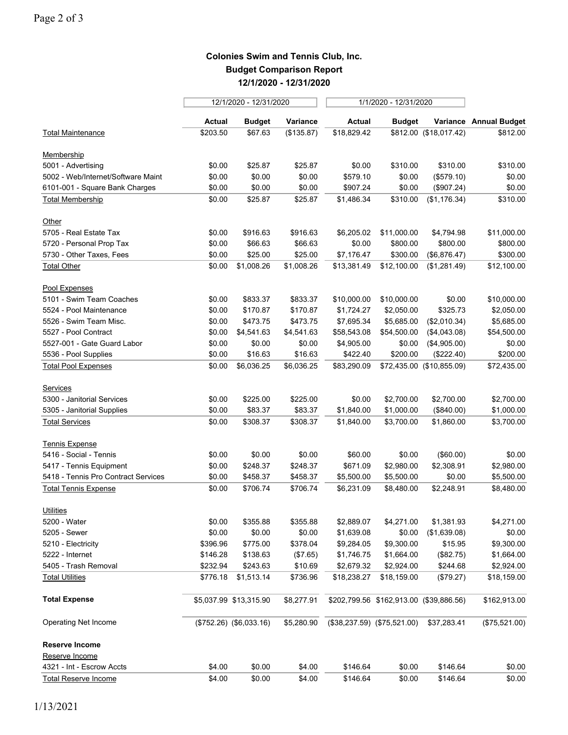**Colonies Swim and Tennis Club, Inc.**
**Budget Comparison Report**
**12/1/2020 - 12/31/2020**

| | 12/1/2020 - 12/31/2020 | | | 1/1/2020 - 12/31/2020 | | | |
|---|---|---|---|---|---|---|---|
| | **Actual** | **Budget** | **Variance** | **Actual** | **Budget** | **Variance** | **Annual Budget** |
| Total Maintenance | $203.50 | $67.63 | ($135.87) | $18,829.42 | $812.00 | ($18,017.42) | $812.00 |
| Membership | | | | | | | |
| 5001 - Advertising | $0.00 | $25.87 | $25.87 | $0.00 | $310.00 | $310.00 | $310.00 |
| 5002 - Web/Internet/Software Maint | $0.00 | $0.00 | $0.00 | $579.10 | $0.00 | ($579.10) | $0.00 |
| 6101-001 - Square Bank Charges | $0.00 | $0.00 | $0.00 | $907.24 | $0.00 | ($907.24) | $0.00 |
| Total Membership | $0.00 | $25.87 | $25.87 | $1,486.34 | $310.00 | ($1,176.34) | $310.00 |
| Other | | | | | | | |
| 5705 - Real Estate Tax | $0.00 | $916.63 | $916.63 | $6,205.02 | $11,000.00 | $4,794.98 | $11,000.00 |
| 5720 - Personal Prop Tax | $0.00 | $66.63 | $66.63 | $0.00 | $800.00 | $800.00 | $800.00 |
| 5730 - Other Taxes, Fees | $0.00 | $25.00 | $25.00 | $7,176.47 | $300.00 | ($6,876.47) | $300.00 |
| Total Other | $0.00 | $1,008.26 | $1,008.26 | $13,381.49 | $12,100.00 | ($1,281.49) | $12,100.00 |
| Pool Expenses | | | | | | | |
| 5101 - Swim Team Coaches | $0.00 | $833.37 | $833.37 | $10,000.00 | $10,000.00 | $0.00 | $10,000.00 |
| 5524 - Pool Maintenance | $0.00 | $170.87 | $170.87 | $1,724.27 | $2,050.00 | $325.73 | $2,050.00 |
| 5526 - Swim Team Misc. | $0.00 | $473.75 | $473.75 | $7,695.34 | $5,685.00 | ($2,010.34) | $5,685.00 |
| 5527 - Pool Contract | $0.00 | $4,541.63 | $4,541.63 | $58,543.08 | $54,500.00 | ($4,043.08) | $54,500.00 |
| 5527-001 - Gate Guard Labor | $0.00 | $0.00 | $0.00 | $4,905.00 | $0.00 | ($4,905.00) | $0.00 |
| 5536 - Pool Supplies | $0.00 | $16.63 | $16.63 | $422.40 | $200.00 | ($222.40) | $200.00 |
| Total Pool Expenses | $0.00 | $6,036.25 | $6,036.25 | $83,290.09 | $72,435.00 | ($10,855.09) | $72,435.00 |
| Services | | | | | | | |
| 5300 - Janitorial Services | $0.00 | $225.00 | $225.00 | $0.00 | $2,700.00 | $2,700.00 | $2,700.00 |
| 5305 - Janitorial Supplies | $0.00 | $83.37 | $83.37 | $1,840.00 | $1,000.00 | ($840.00) | $1,000.00 |
| Total Services | $0.00 | $308.37 | $308.37 | $1,840.00 | $3,700.00 | $1,860.00 | $3,700.00 |
| Tennis Expense | | | | | | | |
| 5416 - Social - Tennis | $0.00 | $0.00 | $0.00 | $60.00 | $0.00 | ($60.00) | $0.00 |
| 5417 - Tennis Equipment | $0.00 | $248.37 | $248.37 | $671.09 | $2,980.00 | $2,308.91 | $2,980.00 |
| 5418 - Tennis Pro Contract Services | $0.00 | $458.37 | $458.37 | $5,500.00 | $5,500.00 | $0.00 | $5,500.00 |
| Total Tennis Expense | $0.00 | $706.74 | $706.74 | $6,231.09 | $8,480.00 | $2,248.91 | $8,480.00 |
| Utilities | | | | | | | |
| 5200 - Water | $0.00 | $355.88 | $355.88 | $2,889.07 | $4,271.00 | $1,381.93 | $4,271.00 |
| 5205 - Sewer | $0.00 | $0.00 | $0.00 | $1,639.08 | $0.00 | ($1,639.08) | $0.00 |
| 5210 - Electricity | $396.96 | $775.00 | $378.04 | $9,284.05 | $9,300.00 | $15.95 | $9,300.00 |
| 5222 - Internet | $146.28 | $138.63 | ($7.65) | $1,746.75 | $1,664.00 | ($82.75) | $1,664.00 |
| 5405 - Trash Removal | $232.94 | $243.63 | $10.69 | $2,679.32 | $2,924.00 | $244.68 | $2,924.00 |
| Total Utilities | $776.18 | $1,513.14 | $736.96 | $18,238.27 | $18,159.00 | ($79.27) | $18,159.00 |
| **Total Expense** | $5,037.99 | $13,315.90 | $8,277.91 | $202,799.56 | $162,913.00 | ($39,886.56) | $162,913.00 |
| Operating Net Income | ($752.26) | ($6,033.16) | $5,280.90 | ($38,237.59) | ($75,521.00) | $37,283.41 | ($75,521.00) |
| **Reserve Income** | | | | | | | |
| Reserve Income | | | | | | | |
| 4321 - Int - Escrow Accts | $4.00 | $0.00 | $4.00 | $146.64 | $0.00 | $146.64 | $0.00 |
| Total Reserve Income | $4.00 | $0.00 | $4.00 | $146.64 | $0.00 | $146.64 | $0.00 |

1/13/2021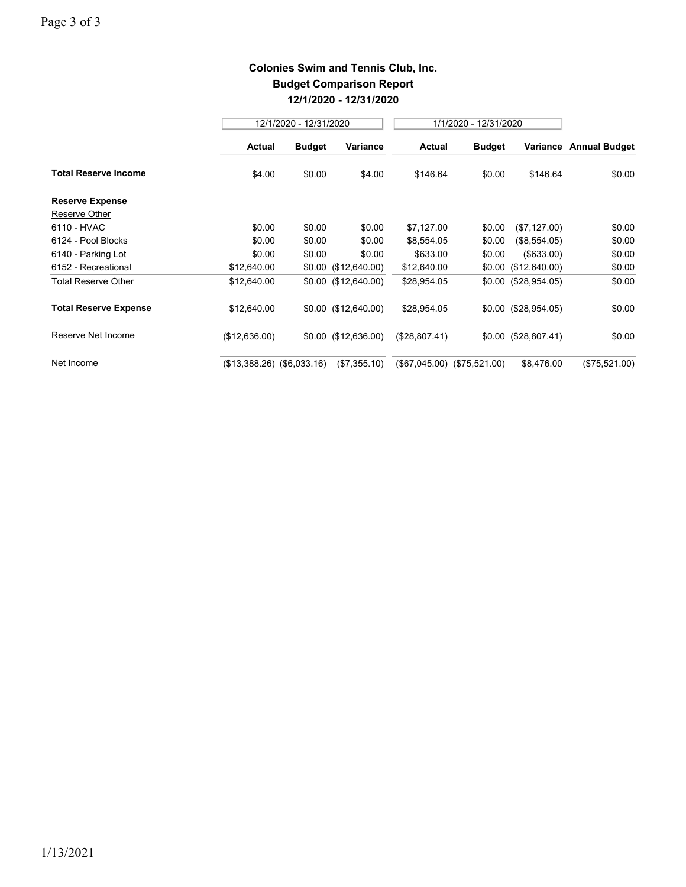## Colonies Swim and Tennis Club, Inc.
## Budget Comparison Report
## 12/1/2020 - 12/31/2020

| | 12/1/2020 - 12/31/2020 | | | 1/1/2020 - 12/31/2020 | | | |
|---|---|---|---|---|---|---|---|
| | **Actual** | **Budget** | **Variance** | **Actual** | **Budget** | **Variance** | **Annual Budget** |
| **Total Reserve Income** | $4.00 | $0.00 | $4.00 | $146.64 | $0.00 | $146.64 | $0.00 |
| **Reserve Expense** | | | | | | | |
| Reserve Other | | | | | | | |
| 6110 - HVAC | $0.00 | $0.00 | $0.00 | $7,127.00 | $0.00 | ($7,127.00) | $0.00 |
| 6124 - Pool Blocks | $0.00 | $0.00 | $0.00 | $8,554.05 | $0.00 | ($8,554.05) | $0.00 |
| 6140 - Parking Lot | $0.00 | $0.00 | $0.00 | $633.00 | $0.00 | ($633.00) | $0.00 |
| 6152 - Recreational | $12,640.00 | $0.00 | ($12,640.00) | $12,640.00 | $0.00 | ($12,640.00) | $0.00 |
| Total Reserve Other | $12,640.00 | $0.00 | ($12,640.00) | $28,954.05 | $0.00 | ($28,954.05) | $0.00 |
| **Total Reserve Expense** | $12,640.00 | $0.00 | ($12,640.00) | $28,954.05 | $0.00 | ($28,954.05) | $0.00 |
| Reserve Net Income | ($12,636.00) | $0.00 | ($12,636.00) | ($28,807.41) | $0.00 | ($28,807.41) | $0.00 |
| Net Income | ($13,388.26) | ($6,033.16) | ($7,355.10) | ($67,045.00) | ($75,521.00) | $8,476.00 | ($75,521.00) |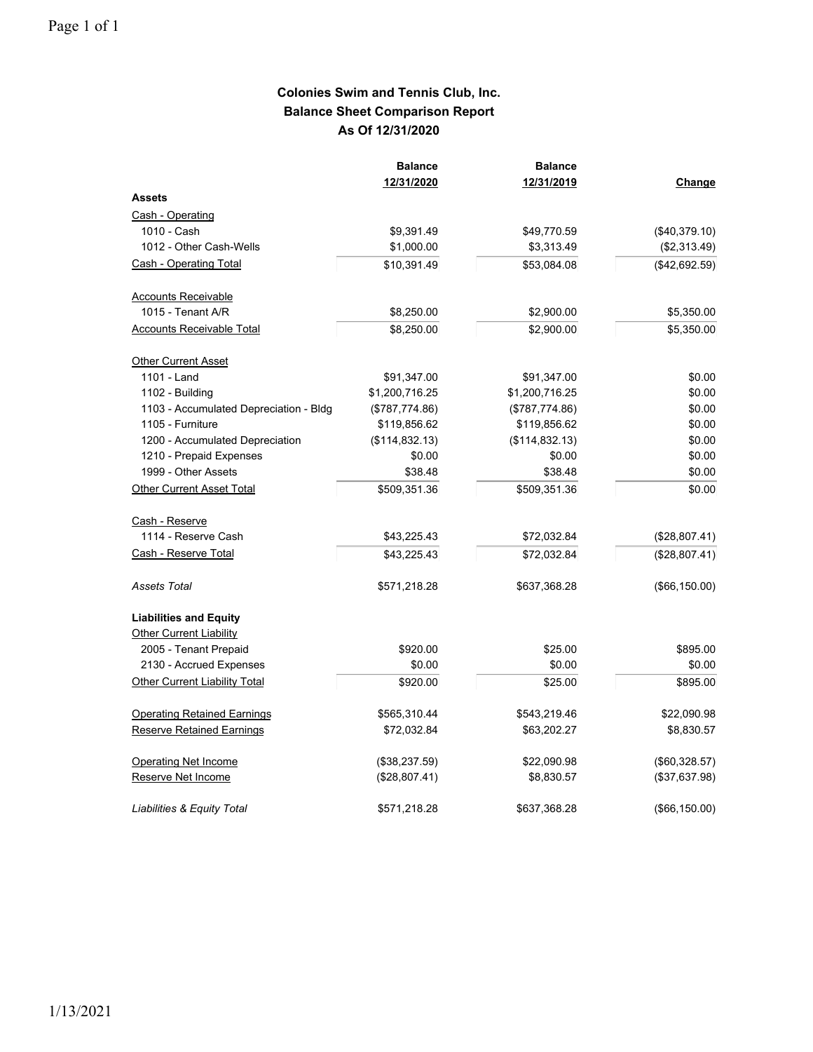# Colonies Swim and Tennis Club, Inc.
## Balance Sheet Comparison Report
### As Of 12/31/2020

| | Balance 12/31/2020 | Balance 12/31/2019 | Change |
|---|---|---|---|
| **Assets** | | | |
| Cash - Operating | | | |
| 1010 - Cash | $9,391.49 | $49,770.59 | ($40,379.10) |
| 1012 - Other Cash-Wells | $1,000.00 | $3,313.49 | ($2,313.49) |
| Cash - Operating Total | $10,391.49 | $53,084.08 | ($42,692.59) |
| | | | |
| Accounts Receivable | | | |
| 1015 - Tenant A/R | $8,250.00 | $2,900.00 | $5,350.00 |
| Accounts Receivable Total | $8,250.00 | $2,900.00 | $5,350.00 |
| | | | |
| Other Current Asset | | | |
| 1101 - Land | $91,347.00 | $91,347.00 | $0.00 |
| 1102 - Building | $1,200,716.25 | $1,200,716.25 | $0.00 |
| 1103 - Accumulated Depreciation - Bldg | ($787,774.86) | ($787,774.86) | $0.00 |
| 1105 - Furniture | $119,856.62 | $119,856.62 | $0.00 |
| 1200 - Accumulated Depreciation | ($114,832.13) | ($114,832.13) | $0.00 |
| 1210 - Prepaid Expenses | $0.00 | $0.00 | $0.00 |
| 1999 - Other Assets | $38.48 | $38.48 | $0.00 |
| Other Current Asset Total | $509,351.36 | $509,351.36 | $0.00 |
| | | | |
| Cash - Reserve | | | |
| 1114 - Reserve Cash | $43,225.43 | $72,032.84 | ($28,807.41) |
| Cash - Reserve Total | $43,225.43 | $72,032.84 | ($28,807.41) |
| | | | |
| *Assets Total* | $571,218.28 | $637,368.28 | ($66,150.00) |
| | | | |
| **Liabilities and Equity** | | | |
| Other Current Liability | | | |
| 2005 - Tenant Prepaid | $920.00 | $25.00 | $895.00 |
| 2130 - Accrued Expenses | $0.00 | $0.00 | $0.00 |
| Other Current Liability Total | $920.00 | $25.00 | $895.00 |
| | | | |
| Operating Retained Earnings | $565,310.44 | $543,219.46 | $22,090.98 |
| Reserve Retained Earnings | $72,032.84 | $63,202.27 | $8,830.57 |
| | | | |
| Operating Net Income | ($38,237.59) | $22,090.98 | ($60,328.57) |
| Reserve Net Income | ($28,807.41) | $8,830.57 | ($37,637.98) |
| | | | |
| *Liabilities & Equity Total* | $571,218.28 | $637,368.28 | ($66,150.00) |